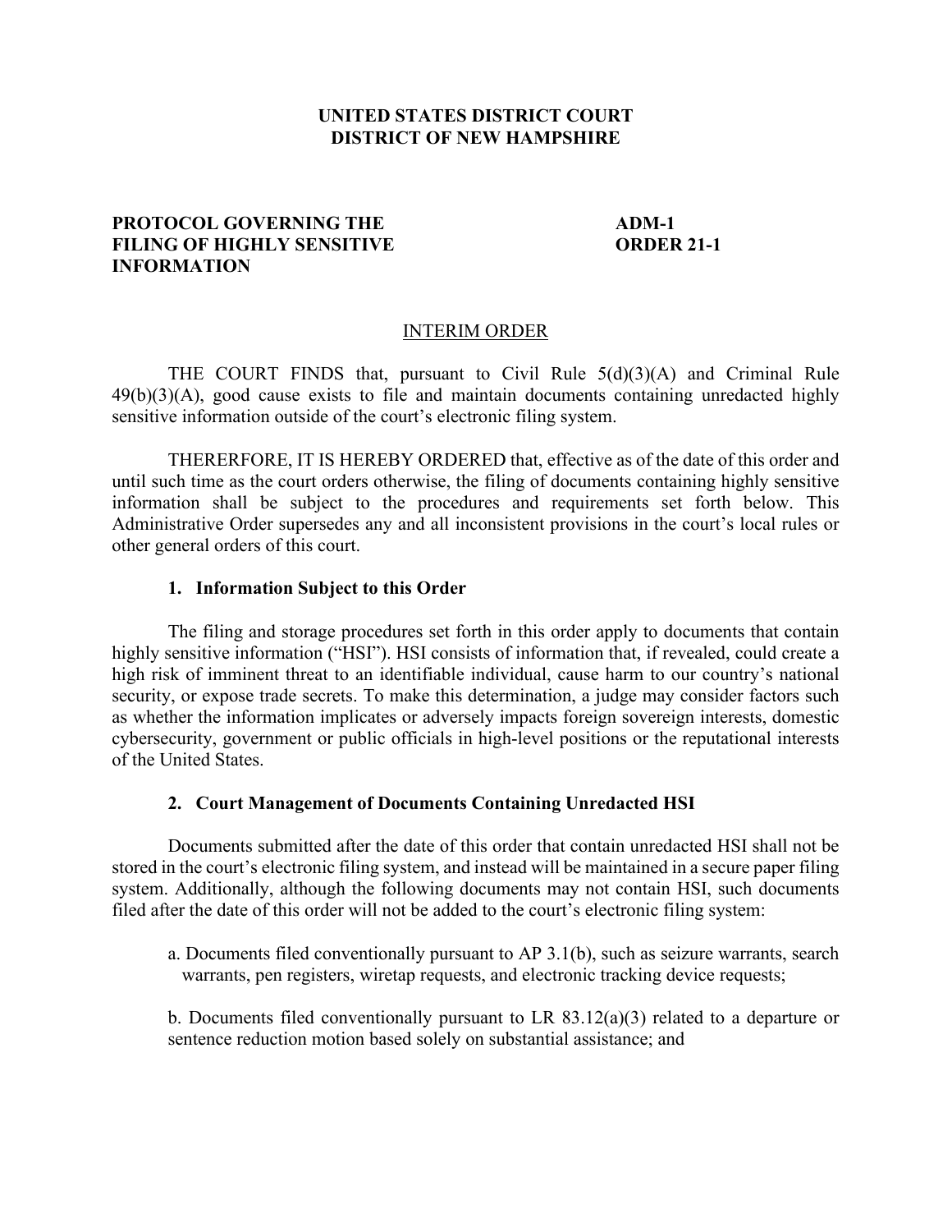**UNITED STATES DISTRICT COURT**
**DISTRICT OF NEW HAMPSHIRE**

**PROTOCOL GOVERNING THE FILING OF HIGHLY SENSITIVE INFORMATION**

**ADM-1**
**ORDER 21-1**

INTERIM ORDER

THE COURT FINDS that, pursuant to Civil Rule 5(d)(3)(A) and Criminal Rule 49(b)(3)(A), good cause exists to file and maintain documents containing unredacted highly sensitive information outside of the court's electronic filing system.

THERERFORE, IT IS HEREBY ORDERED that, effective as of the date of this order and until such time as the court orders otherwise, the filing of documents containing highly sensitive information shall be subject to the procedures and requirements set forth below. This Administrative Order supersedes any and all inconsistent provisions in the court's local rules or other general orders of this court.

**1. Information Subject to this Order**

The filing and storage procedures set forth in this order apply to documents that contain highly sensitive information ("HSI"). HSI consists of information that, if revealed, could create a high risk of imminent threat to an identifiable individual, cause harm to our country's national security, or expose trade secrets. To make this determination, a judge may consider factors such as whether the information implicates or adversely impacts foreign sovereign interests, domestic cybersecurity, government or public officials in high-level positions or the reputational interests of the United States.

**2. Court Management of Documents Containing Unredacted HSI**

Documents submitted after the date of this order that contain unredacted HSI shall not be stored in the court's electronic filing system, and instead will be maintained in a secure paper filing system. Additionally, although the following documents may not contain HSI, such documents filed after the date of this order will not be added to the court's electronic filing system:

a. Documents filed conventionally pursuant to AP 3.1(b), such as seizure warrants, search warrants, pen registers, wiretap requests, and electronic tracking device requests;

b. Documents filed conventionally pursuant to LR 83.12(a)(3) related to a departure or sentence reduction motion based solely on substantial assistance; and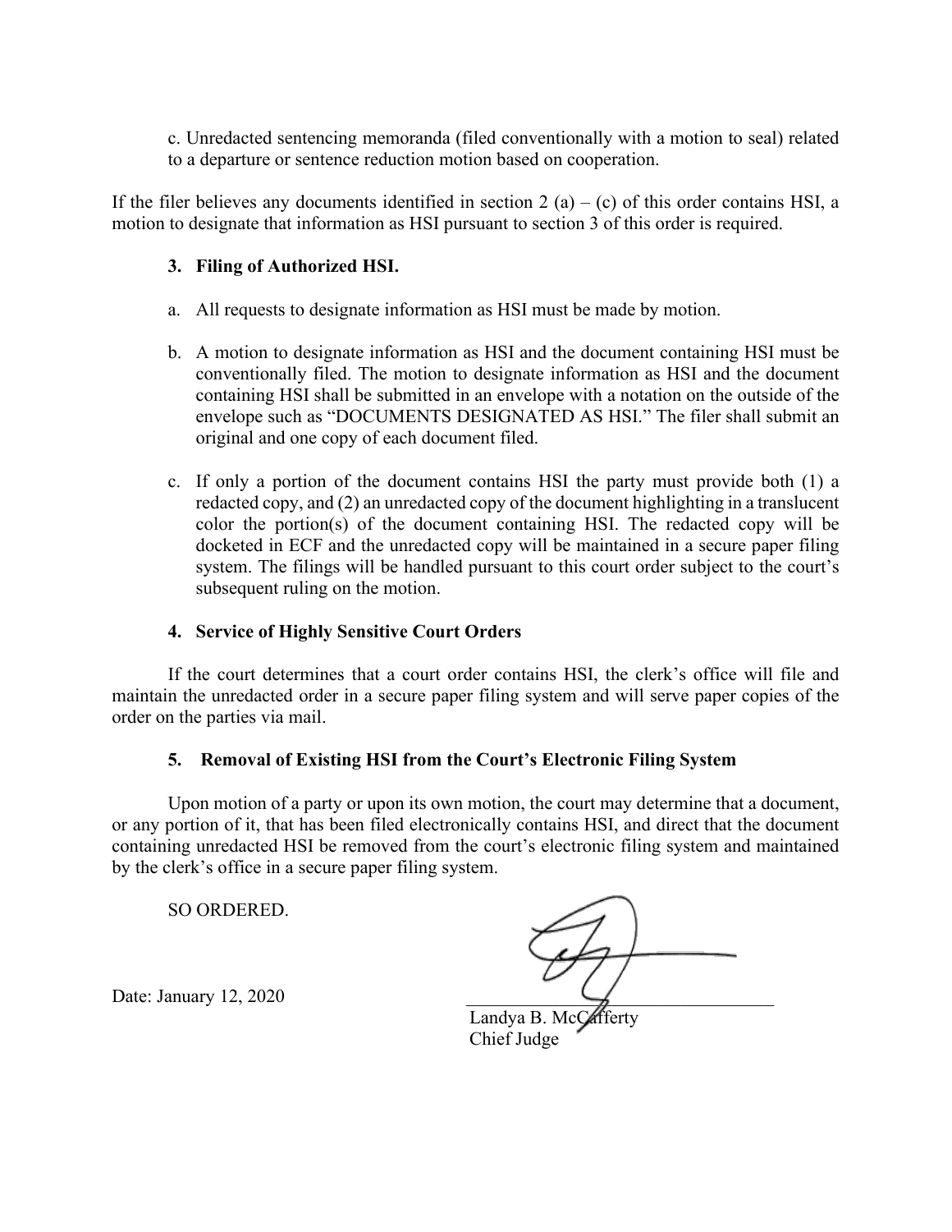c. Unredacted sentencing memoranda (filed conventionally with a motion to seal) related to a departure or sentence reduction motion based on cooperation.

If the filer believes any documents identified in section 2 (a) – (c) of this order contains HSI, a motion to designate that information as HSI pursuant to section 3 of this order is required.

### 3. Filing of Authorized HSI.

a. All requests to designate information as HSI must be made by motion.

b. A motion to designate information as HSI and the document containing HSI must be conventionally filed. The motion to designate information as HSI and the document containing HSI shall be submitted in an envelope with a notation on the outside of the envelope such as "DOCUMENTS DESIGNATED AS HSI." The filer shall submit an original and one copy of each document filed.

c. If only a portion of the document contains HSI the party must provide both (1) a redacted copy, and (2) an unredacted copy of the document highlighting in a translucent color the portion(s) of the document containing HSI. The redacted copy will be docketed in ECF and the unredacted copy will be maintained in a secure paper filing system. The filings will be handled pursuant to this court order subject to the court's subsequent ruling on the motion.

### 4. Service of Highly Sensitive Court Orders

If the court determines that a court order contains HSI, the clerk's office will file and maintain the unredacted order in a secure paper filing system and will serve paper copies of the order on the parties via mail.

### 5. Removal of Existing HSI from the Court's Electronic Filing System

Upon motion of a party or upon its own motion, the court may determine that a document, or any portion of it, that has been filed electronically contains HSI, and direct that the document containing unredacted HSI be removed from the court's electronic filing system and maintained by the clerk's office in a secure paper filing system.

SO ORDERED.

Date: January 12, 2020

Landya B. McCafferty
Chief Judge